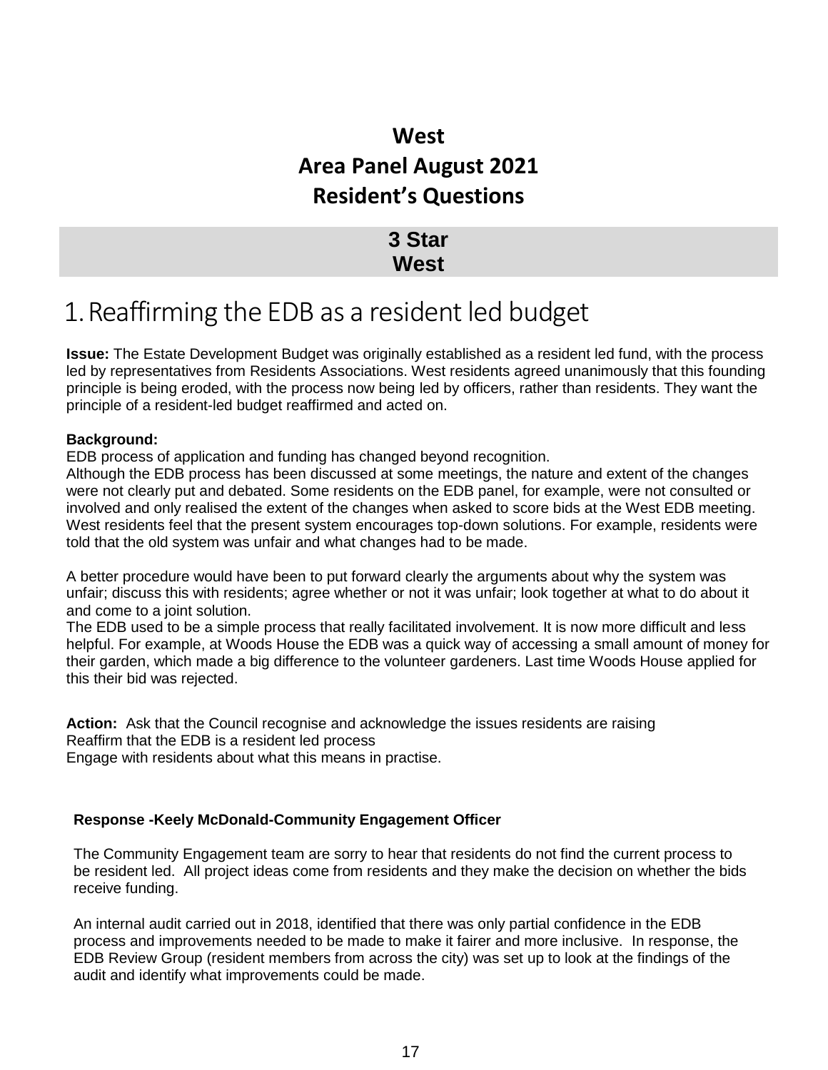# West
# Area Panel August 2021
# Resident's Questions

**3 Star**
**West**

## 1. Reaffirming the EDB as a resident led budget

**Issue:** The Estate Development Budget was originally established as a resident led fund, with the process led by representatives from Residents Associations. West residents agreed unanimously that this founding principle is being eroded, with the process now being led by officers, rather than residents. They want the principle of a resident-led budget reaffirmed and acted on.

**Background:**
EDB process of application and funding has changed beyond recognition.
Although the EDB process has been discussed at some meetings, the nature and extent of the changes were not clearly put and debated. Some residents on the EDB panel, for example, were not consulted or involved and only realised the extent of the changes when asked to score bids at the West EDB meeting.
West residents feel that the present system encourages top-down solutions. For example, residents were told that the old system was unfair and what changes had to be made.

A better procedure would have been to put forward clearly the arguments about why the system was unfair; discuss this with residents; agree whether or not it was unfair; look together at what to do about it and come to a joint solution.
The EDB used to be a simple process that really facilitated involvement. It is now more difficult and less helpful. For example, at Woods House the EDB was a quick way of accessing a small amount of money for their garden, which made a big difference to the volunteer gardeners. Last time Woods House applied for this their bid was rejected.

**Action:** Ask that the Council recognise and acknowledge the issues residents are raising
Reaffirm that the EDB is a resident led process
Engage with residents about what this means in practise.

**Response -Keely McDonald-Community Engagement Officer**

The Community Engagement team are sorry to hear that residents do not find the current process to be resident led. All project ideas come from residents and they make the decision on whether the bids receive funding.

An internal audit carried out in 2018, identified that there was only partial confidence in the EDB process and improvements needed to be made to make it fairer and more inclusive. In response, the EDB Review Group (resident members from across the city) was set up to look at the findings of the audit and identify what improvements could be made.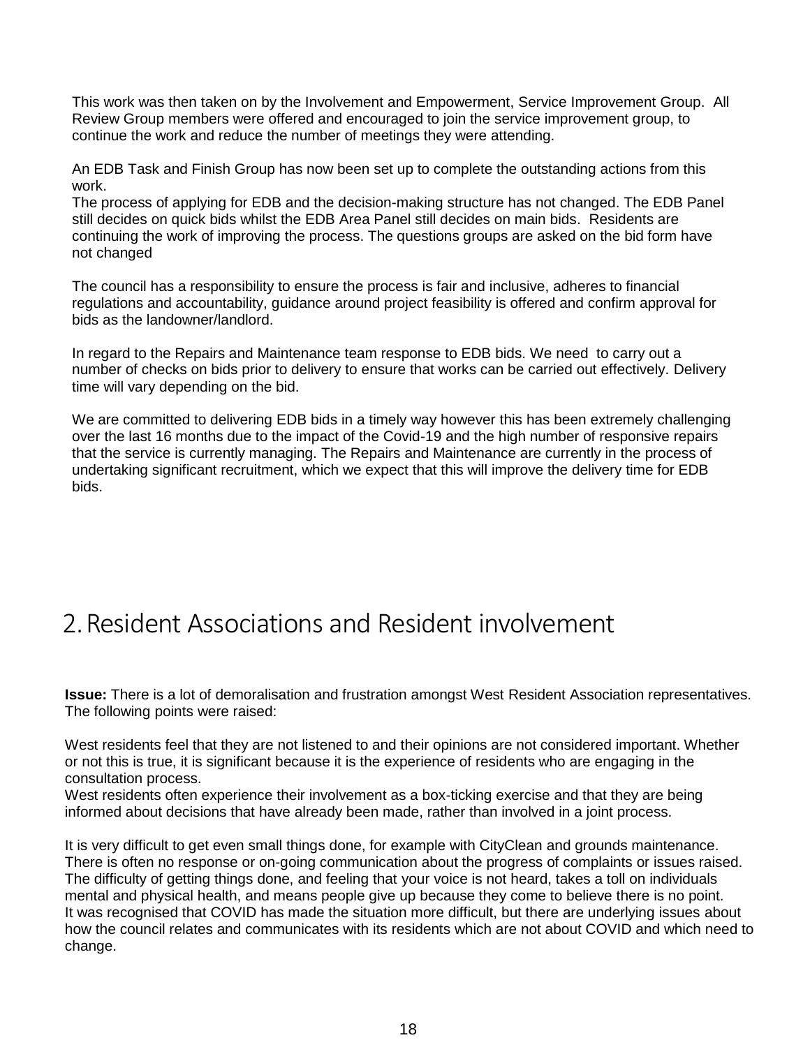This work was then taken on by the Involvement and Empowerment, Service Improvement Group. All Review Group members were offered and encouraged to join the service improvement group, to continue the work and reduce the number of meetings they were attending.

An EDB Task and Finish Group has now been set up to complete the outstanding actions from this work.
The process of applying for EDB and the decision-making structure has not changed. The EDB Panel still decides on quick bids whilst the EDB Area Panel still decides on main bids. Residents are continuing the work of improving the process. The questions groups are asked on the bid form have not changed

The council has a responsibility to ensure the process is fair and inclusive, adheres to financial regulations and accountability, guidance around project feasibility is offered and confirm approval for bids as the landowner/landlord.

In regard to the Repairs and Maintenance team response to EDB bids. We need to carry out a number of checks on bids prior to delivery to ensure that works can be carried out effectively. Delivery time will vary depending on the bid.

We are committed to delivering EDB bids in a timely way however this has been extremely challenging over the last 16 months due to the impact of the Covid-19 and the high number of responsive repairs that the service is currently managing. The Repairs and Maintenance are currently in the process of undertaking significant recruitment, which we expect that this will improve the delivery time for EDB bids.

# 2. Resident Associations and Resident involvement

**Issue:** There is a lot of demoralisation and frustration amongst West Resident Association representatives. The following points were raised:

West residents feel that they are not listened to and their opinions are not considered important. Whether or not this is true, it is significant because it is the experience of residents who are engaging in the consultation process.
West residents often experience their involvement as a box-ticking exercise and that they are being informed about decisions that have already been made, rather than involved in a joint process.

It is very difficult to get even small things done, for example with CityClean and grounds maintenance. There is often no response or on-going communication about the progress of complaints or issues raised. The difficulty of getting things done, and feeling that your voice is not heard, takes a toll on individuals mental and physical health, and means people give up because they come to believe there is no point.
It was recognised that COVID has made the situation more difficult, but there are underlying issues about how the council relates and communicates with its residents which are not about COVID and which need to change.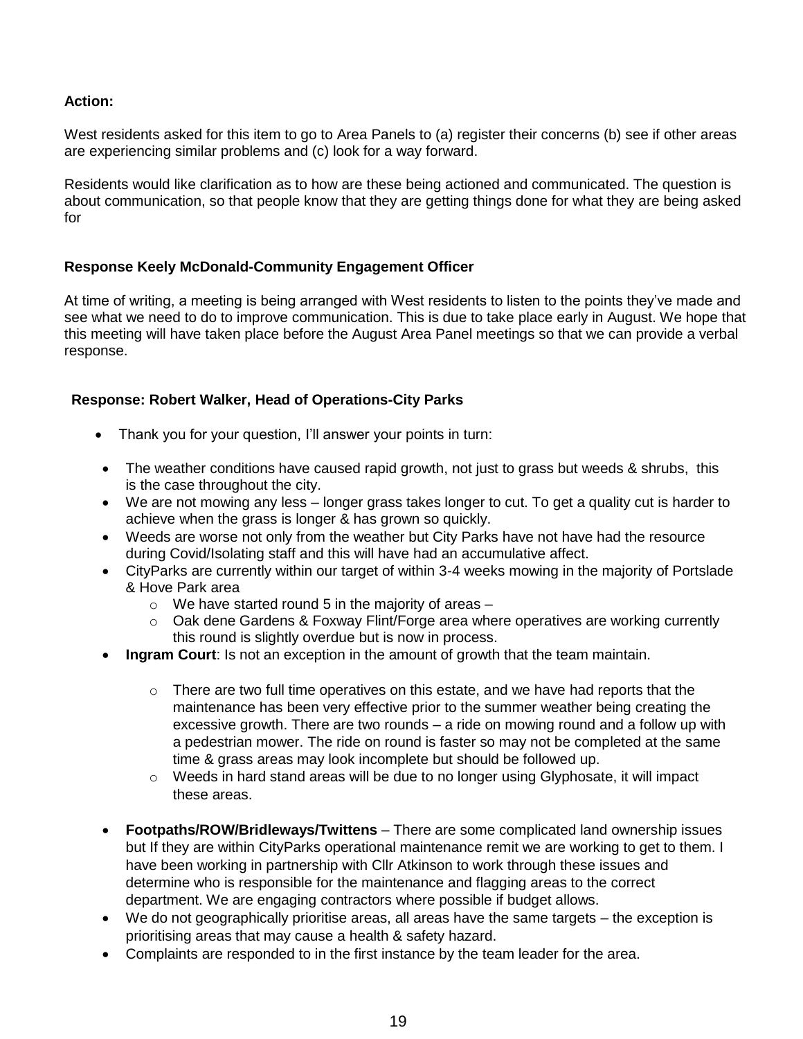**Action:**

West residents asked for this item to go to Area Panels to (a) register their concerns (b) see if other areas are experiencing similar problems and (c) look for a way forward.

Residents would like clarification as to how are these being actioned and communicated. The question is about communication, so that people know that they are getting things done for what they are being asked for

**Response Keely McDonald-Community Engagement Officer**

At time of writing, a meeting is being arranged with West residents to listen to the points they've made and see what we need to do to improve communication. This is due to take place early in August. We hope that this meeting will have taken place before the August Area Panel meetings so that we can provide a verbal response.

**Response: Robert Walker, Head of Operations-City Parks**

- Thank you for your question, I'll answer your points in turn:
- The weather conditions have caused rapid growth, not just to grass but weeds & shrubs, this is the case throughout the city.
- We are not mowing any less – longer grass takes longer to cut. To get a quality cut is harder to achieve when the grass is longer & has grown so quickly.
- Weeds are worse not only from the weather but City Parks have not have had the resource during Covid/Isolating staff and this will have had an accumulative affect.
- CityParks are currently within our target of within 3-4 weeks mowing in the majority of Portslade & Hove Park area
  - We have started round 5 in the majority of areas –
  - Oak dene Gardens & Foxway Flint/Forge area where operatives are working currently this round is slightly overdue but is now in process.
- **Ingram Court**: Is not an exception in the amount of growth that the team maintain.
  - There are two full time operatives on this estate, and we have had reports that the maintenance has been very effective prior to the summer weather being creating the excessive growth. There are two rounds – a ride on mowing round and a follow up with a pedestrian mower. The ride on round is faster so may not be completed at the same time & grass areas may look incomplete but should be followed up.
  - Weeds in hard stand areas will be due to no longer using Glyphosate, it will impact these areas.
- **Footpaths/ROW/Bridleways/Twittens** – There are some complicated land ownership issues but If they are within CityParks operational maintenance remit we are working to get to them. I have been working in partnership with Cllr Atkinson to work through these issues and determine who is responsible for the maintenance and flagging areas to the correct department. We are engaging contractors where possible if budget allows.
- We do not geographically prioritise areas, all areas have the same targets – the exception is prioritising areas that may cause a health & safety hazard.
- Complaints are responded to in the first instance by the team leader for the area.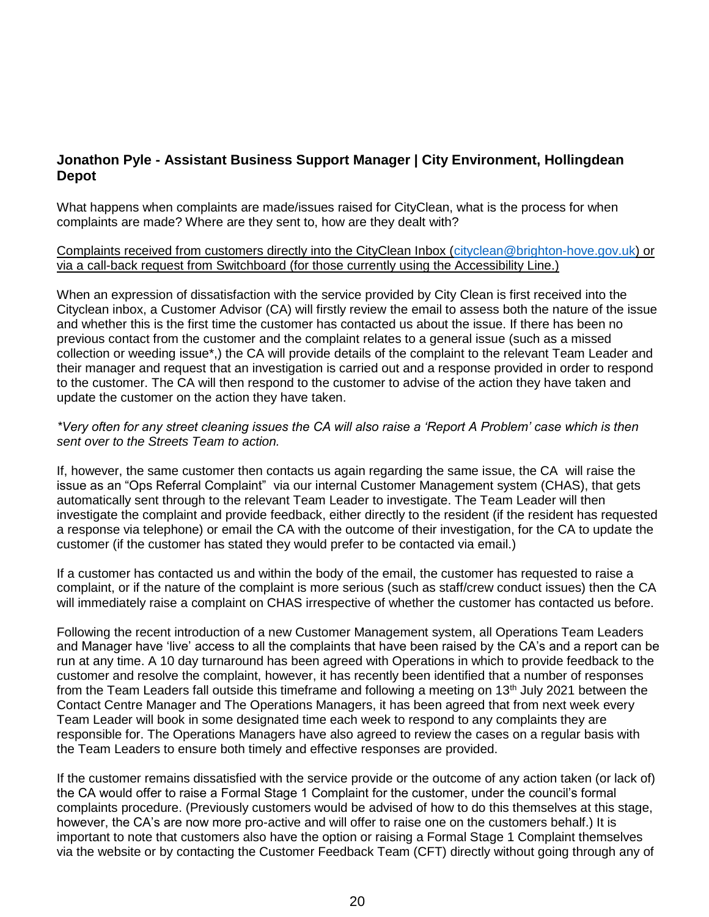**Jonathon Pyle - Assistant Business Support Manager | City Environment, Hollingdean Depot**

What happens when complaints are made/issues raised for CityClean, what is the process for when complaints are made? Where are they sent to, how are they dealt with?

Complaints received from customers directly into the CityClean Inbox (cityclean@brighton-hove.gov.uk) or via a call-back request from Switchboard (for those currently using the Accessibility Line.)

When an expression of dissatisfaction with the service provided by City Clean is first received into the Cityclean inbox, a Customer Advisor (CA) will firstly review the email to assess both the nature of the issue and whether this is the first time the customer has contacted us about the issue. If there has been no previous contact from the customer and the complaint relates to a general issue (such as a missed collection or weeding issue*,) the CA will provide details of the complaint to the relevant Team Leader and their manager and request that an investigation is carried out and a response provided in order to respond to the customer. The CA will then respond to the customer to advise of the action they have taken and update the customer on the action they have taken.

*\*Very often for any street cleaning issues the CA will also raise a 'Report A Problem' case which is then sent over to the Streets Team to action.*

If, however, the same customer then contacts us again regarding the same issue, the CA will raise the issue as an "Ops Referral Complaint" via our internal Customer Management system (CHAS), that gets automatically sent through to the relevant Team Leader to investigate. The Team Leader will then investigate the complaint and provide feedback, either directly to the resident (if the resident has requested a response via telephone) or email the CA with the outcome of their investigation, for the CA to update the customer (if the customer has stated they would prefer to be contacted via email.)

If a customer has contacted us and within the body of the email, the customer has requested to raise a complaint, or if the nature of the complaint is more serious (such as staff/crew conduct issues) then the CA will immediately raise a complaint on CHAS irrespective of whether the customer has contacted us before.

Following the recent introduction of a new Customer Management system, all Operations Team Leaders and Manager have 'live' access to all the complaints that have been raised by the CA's and a report can be run at any time. A 10 day turnaround has been agreed with Operations in which to provide feedback to the customer and resolve the complaint, however, it has recently been identified that a number of responses from the Team Leaders fall outside this timeframe and following a meeting on 13th July 2021 between the Contact Centre Manager and The Operations Managers, it has been agreed that from next week every Team Leader will book in some designated time each week to respond to any complaints they are responsible for. The Operations Managers have also agreed to review the cases on a regular basis with the Team Leaders to ensure both timely and effective responses are provided.

If the customer remains dissatisfied with the service provide or the outcome of any action taken (or lack of) the CA would offer to raise a Formal Stage 1 Complaint for the customer, under the council's formal complaints procedure. (Previously customers would be advised of how to do this themselves at this stage, however, the CA's are now more pro-active and will offer to raise one on the customers behalf.) It is important to note that customers also have the option or raising a Formal Stage 1 Complaint themselves via the website or by contacting the Customer Feedback Team (CFT) directly without going through any of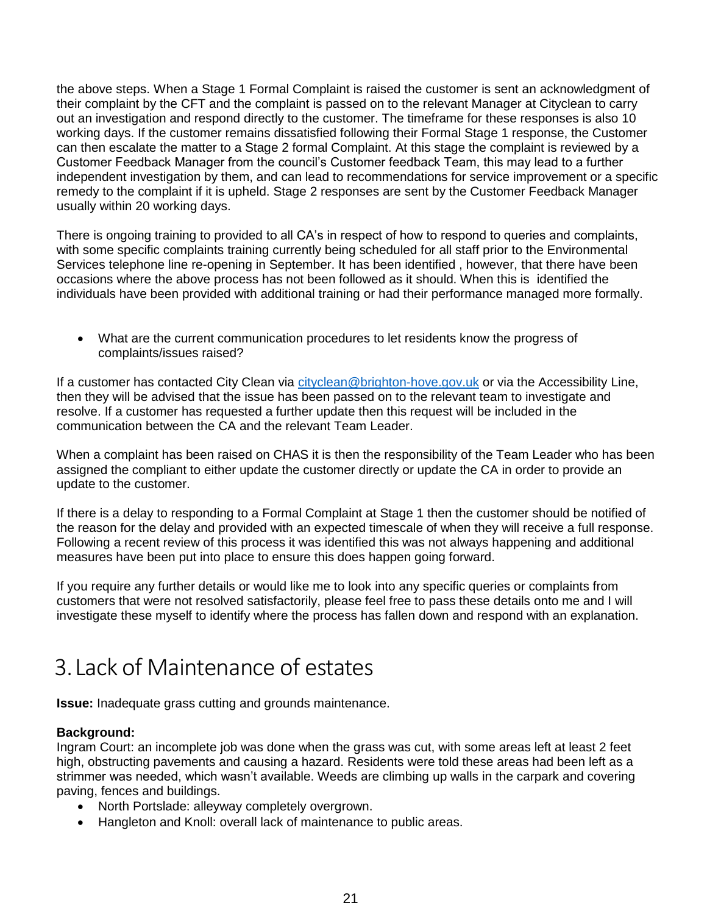the above steps. When a Stage 1 Formal Complaint is raised the customer is sent an acknowledgment of their complaint by the CFT and the complaint is passed on to the relevant Manager at Cityclean to carry out an investigation and respond directly to the customer. The timeframe for these responses is also 10 working days. If the customer remains dissatisfied following their Formal Stage 1 response, the Customer can then escalate the matter to a Stage 2 formal Complaint. At this stage the complaint is reviewed by a Customer Feedback Manager from the council's Customer feedback Team, this may lead to a further independent investigation by them, and can lead to recommendations for service improvement or a specific remedy to the complaint if it is upheld. Stage 2 responses are sent by the Customer Feedback Manager usually within 20 working days.

There is ongoing training to provided to all CA's in respect of how to respond to queries and complaints, with some specific complaints training currently being scheduled for all staff prior to the Environmental Services telephone line re-opening in September. It has been identified , however, that there have been occasions where the above process has not been followed as it should. When this is identified the individuals have been provided with additional training or had their performance managed more formally.

- What are the current communication procedures to let residents know the progress of complaints/issues raised?

If a customer has contacted City Clean via cityclean@brighton-hove.gov.uk or via the Accessibility Line, then they will be advised that the issue has been passed on to the relevant team to investigate and resolve. If a customer has requested a further update then this request will be included in the communication between the CA and the relevant Team Leader.

When a complaint has been raised on CHAS it is then the responsibility of the Team Leader who has been assigned the compliant to either update the customer directly or update the CA in order to provide an update to the customer.

If there is a delay to responding to a Formal Complaint at Stage 1 then the customer should be notified of the reason for the delay and provided with an expected timescale of when they will receive a full response. Following a recent review of this process it was identified this was not always happening and additional measures have been put into place to ensure this does happen going forward.

If you require any further details or would like me to look into any specific queries or complaints from customers that were not resolved satisfactorily, please feel free to pass these details onto me and I will investigate these myself to identify where the process has fallen down and respond with an explanation.

# 3. Lack of Maintenance of estates

**Issue:** Inadequate grass cutting and grounds maintenance.

**Background:**
Ingram Court: an incomplete job was done when the grass was cut, with some areas left at least 2 feet high, obstructing pavements and causing a hazard. Residents were told these areas had been left as a strimmer was needed, which wasn't available. Weeds are climbing up walls in the carpark and covering paving, fences and buildings.

- North Portslade: alleyway completely overgrown.
- Hangleton and Knoll: overall lack of maintenance to public areas.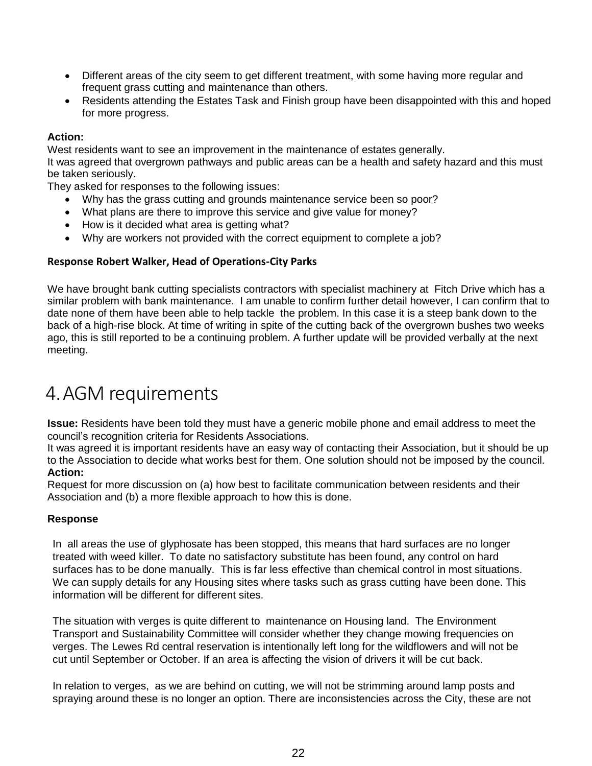- Different areas of the city seem to get different treatment, with some having more regular and frequent grass cutting and maintenance than others.
- Residents attending the Estates Task and Finish group have been disappointed with this and hoped for more progress.

**Action:**

West residents want to see an improvement in the maintenance of estates generally.

It was agreed that overgrown pathways and public areas can be a health and safety hazard and this must be taken seriously.

They asked for responses to the following issues:

- Why has the grass cutting and grounds maintenance service been so poor?
- What plans are there to improve this service and give value for money?
- How is it decided what area is getting what?
- Why are workers not provided with the correct equipment to complete a job?

**Response Robert Walker, Head of Operations-City Parks**

We have brought bank cutting specialists contractors with specialist machinery at Fitch Drive which has a similar problem with bank maintenance. I am unable to confirm further detail however, I can confirm that to date none of them have been able to help tackle the problem. In this case it is a steep bank down to the back of a high-rise block. At time of writing in spite of the cutting back of the overgrown bushes two weeks ago, this is still reported to be a continuing problem. A further update will be provided verbally at the next meeting.

# 4. AGM requirements

**Issue:** Residents have been told they must have a generic mobile phone and email address to meet the council's recognition criteria for Residents Associations.

It was agreed it is important residents have an easy way of contacting their Association, but it should be up to the Association to decide what works best for them. One solution should not be imposed by the council.

**Action:**

Request for more discussion on (a) how best to facilitate communication between residents and their Association and (b) a more flexible approach to how this is done.

**Response**

In all areas the use of glyphosate has been stopped, this means that hard surfaces are no longer treated with weed killer. To date no satisfactory substitute has been found, any control on hard surfaces has to be done manually. This is far less effective than chemical control in most situations. We can supply details for any Housing sites where tasks such as grass cutting have been done. This information will be different for different sites.

The situation with verges is quite different to maintenance on Housing land. The Environment Transport and Sustainability Committee will consider whether they change mowing frequencies on verges. The Lewes Rd central reservation is intentionally left long for the wildflowers and will not be cut until September or October. If an area is affecting the vision of drivers it will be cut back.

In relation to verges, as we are behind on cutting, we will not be strimming around lamp posts and spraying around these is no longer an option. There are inconsistencies across the City, these are not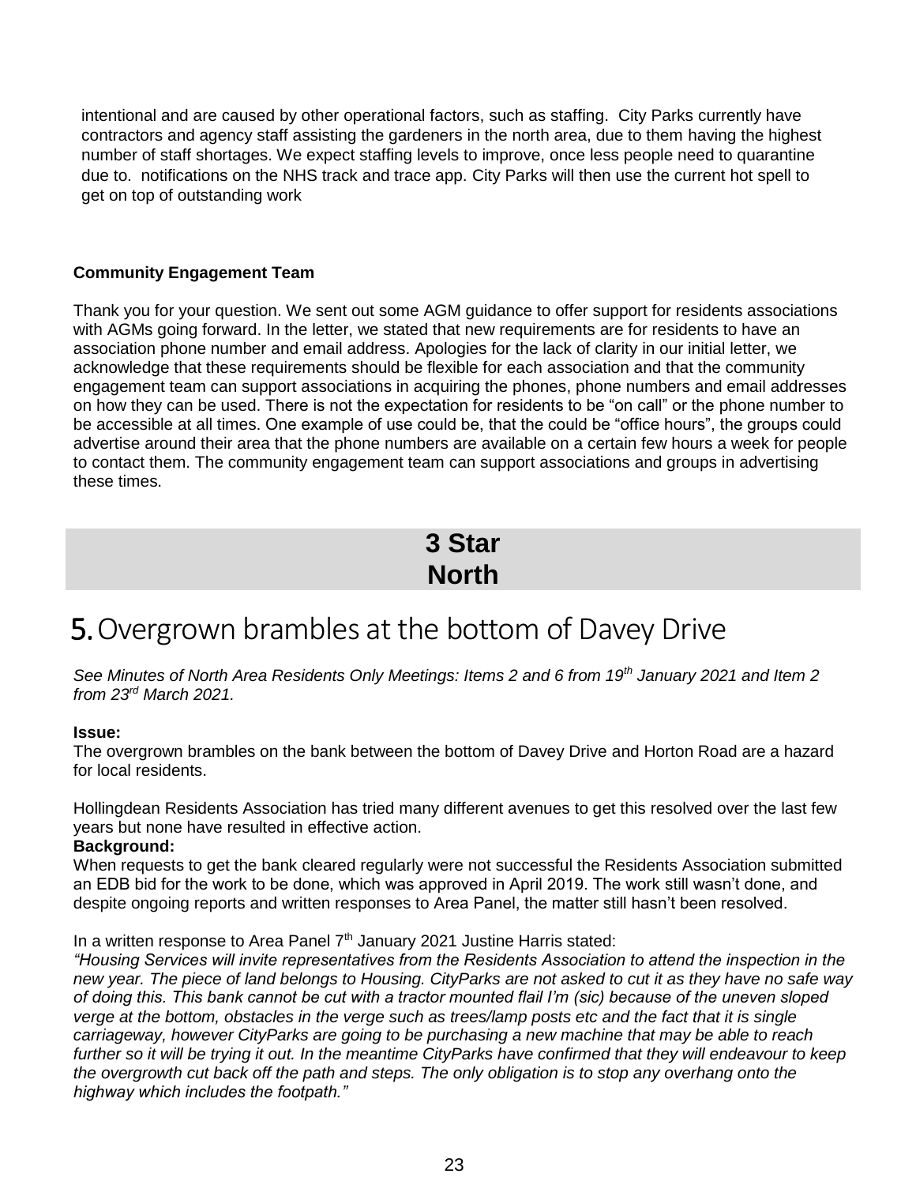intentional and are caused by other operational factors, such as staffing. City Parks currently have contractors and agency staff assisting the gardeners in the north area, due to them having the highest number of staff shortages. We expect staffing levels to improve, once less people need to quarantine due to. notifications on the NHS track and trace app. City Parks will then use the current hot spell to get on top of outstanding work

**Community Engagement Team**

Thank you for your question. We sent out some AGM guidance to offer support for residents associations with AGMs going forward. In the letter, we stated that new requirements are for residents to have an association phone number and email address. Apologies for the lack of clarity in our initial letter, we acknowledge that these requirements should be flexible for each association and that the community engagement team can support associations in acquiring the phones, phone numbers and email addresses on how they can be used. There is not the expectation for residents to be "on call" or the phone number to be accessible at all times. One example of use could be, that the could be "office hours", the groups could advertise around their area that the phone numbers are available on a certain few hours a week for people to contact them. The community engagement team can support associations and groups in advertising these times.

## 3 Star
## North

# 5. Overgrown brambles at the bottom of Davey Drive

*See Minutes of North Area Residents Only Meetings: Items 2 and 6 from 19th January 2021 and Item 2 from 23rd March 2021.*

**Issue:**
The overgrown brambles on the bank between the bottom of Davey Drive and Horton Road are a hazard for local residents.

Hollingdean Residents Association has tried many different avenues to get this resolved over the last few years but none have resulted in effective action.

**Background:**
When requests to get the bank cleared regularly were not successful the Residents Association submitted an EDB bid for the work to be done, which was approved in April 2019. The work still wasn't done, and despite ongoing reports and written responses to Area Panel, the matter still hasn't been resolved.

In a written response to Area Panel 7th January 2021 Justine Harris stated:
*"Housing Services will invite representatives from the Residents Association to attend the inspection in the new year. The piece of land belongs to Housing. CityParks are not asked to cut it as they have no safe way of doing this. This bank cannot be cut with a tractor mounted flail I'm (sic) because of the uneven sloped verge at the bottom, obstacles in the verge such as trees/lamp posts etc and the fact that it is single carriageway, however CityParks are going to be purchasing a new machine that may be able to reach further so it will be trying it out. In the meantime CityParks have confirmed that they will endeavour to keep the overgrowth cut back off the path and steps. The only obligation is to stop any overhang onto the highway which includes the footpath."*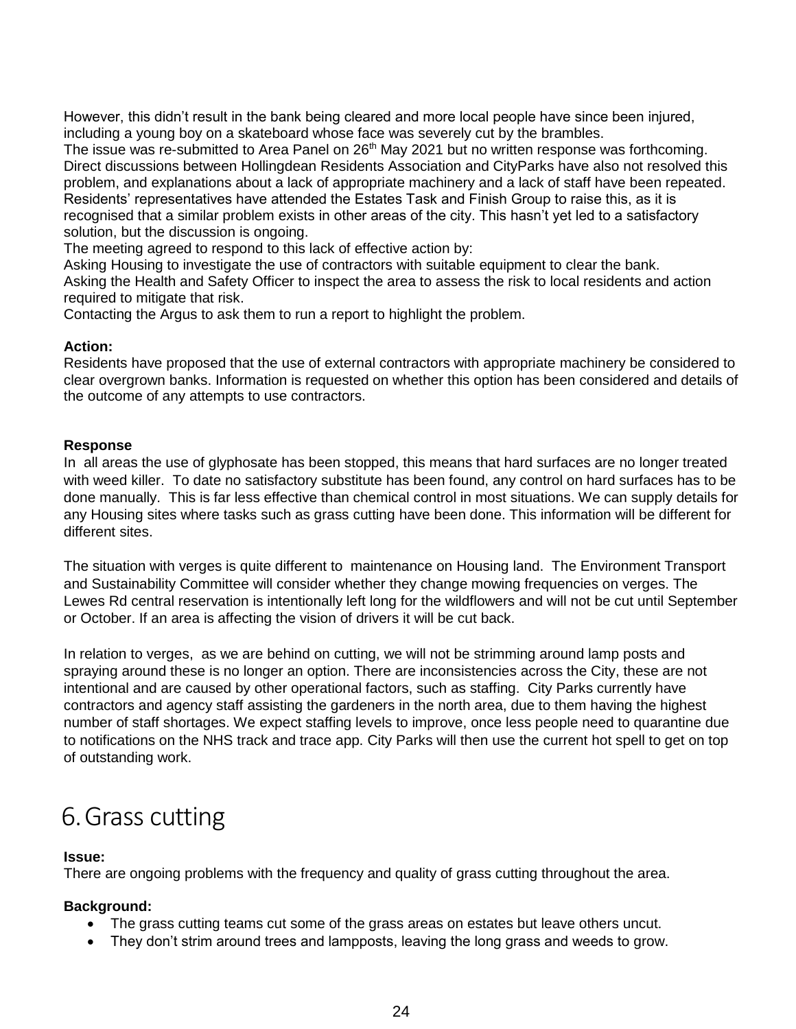However, this didn't result in the bank being cleared and more local people have since been injured, including a young boy on a skateboard whose face was severely cut by the brambles.
The issue was re-submitted to Area Panel on 26th May 2021 but no written response was forthcoming. Direct discussions between Hollingdean Residents Association and CityParks have also not resolved this problem, and explanations about a lack of appropriate machinery and a lack of staff have been repeated. Residents' representatives have attended the Estates Task and Finish Group to raise this, as it is recognised that a similar problem exists in other areas of the city. This hasn't yet led to a satisfactory solution, but the discussion is ongoing.
The meeting agreed to respond to this lack of effective action by:
Asking Housing to investigate the use of contractors with suitable equipment to clear the bank.
Asking the Health and Safety Officer to inspect the area to assess the risk to local residents and action required to mitigate that risk.
Contacting the Argus to ask them to run a report to highlight the problem.

**Action:**
Residents have proposed that the use of external contractors with appropriate machinery be considered to clear overgrown banks. Information is requested on whether this option has been considered and details of the outcome of any attempts to use contractors.

**Response**
In all areas the use of glyphosate has been stopped, this means that hard surfaces are no longer treated with weed killer. To date no satisfactory substitute has been found, any control on hard surfaces has to be done manually. This is far less effective than chemical control in most situations. We can supply details for any Housing sites where tasks such as grass cutting have been done. This information will be different for different sites.

The situation with verges is quite different to maintenance on Housing land. The Environment Transport and Sustainability Committee will consider whether they change mowing frequencies on verges. The Lewes Rd central reservation is intentionally left long for the wildflowers and will not be cut until September or October. If an area is affecting the vision of drivers it will be cut back.

In relation to verges, as we are behind on cutting, we will not be strimming around lamp posts and spraying around these is no longer an option. There are inconsistencies across the City, these are not intentional and are caused by other operational factors, such as staffing. City Parks currently have contractors and agency staff assisting the gardeners in the north area, due to them having the highest number of staff shortages. We expect staffing levels to improve, once less people need to quarantine due to notifications on the NHS track and trace app. City Parks will then use the current hot spell to get on top of outstanding work.

# 6. Grass cutting

**Issue:**
There are ongoing problems with the frequency and quality of grass cutting throughout the area.

**Background:**

- The grass cutting teams cut some of the grass areas on estates but leave others uncut.
- They don't strim around trees and lampposts, leaving the long grass and weeds to grow.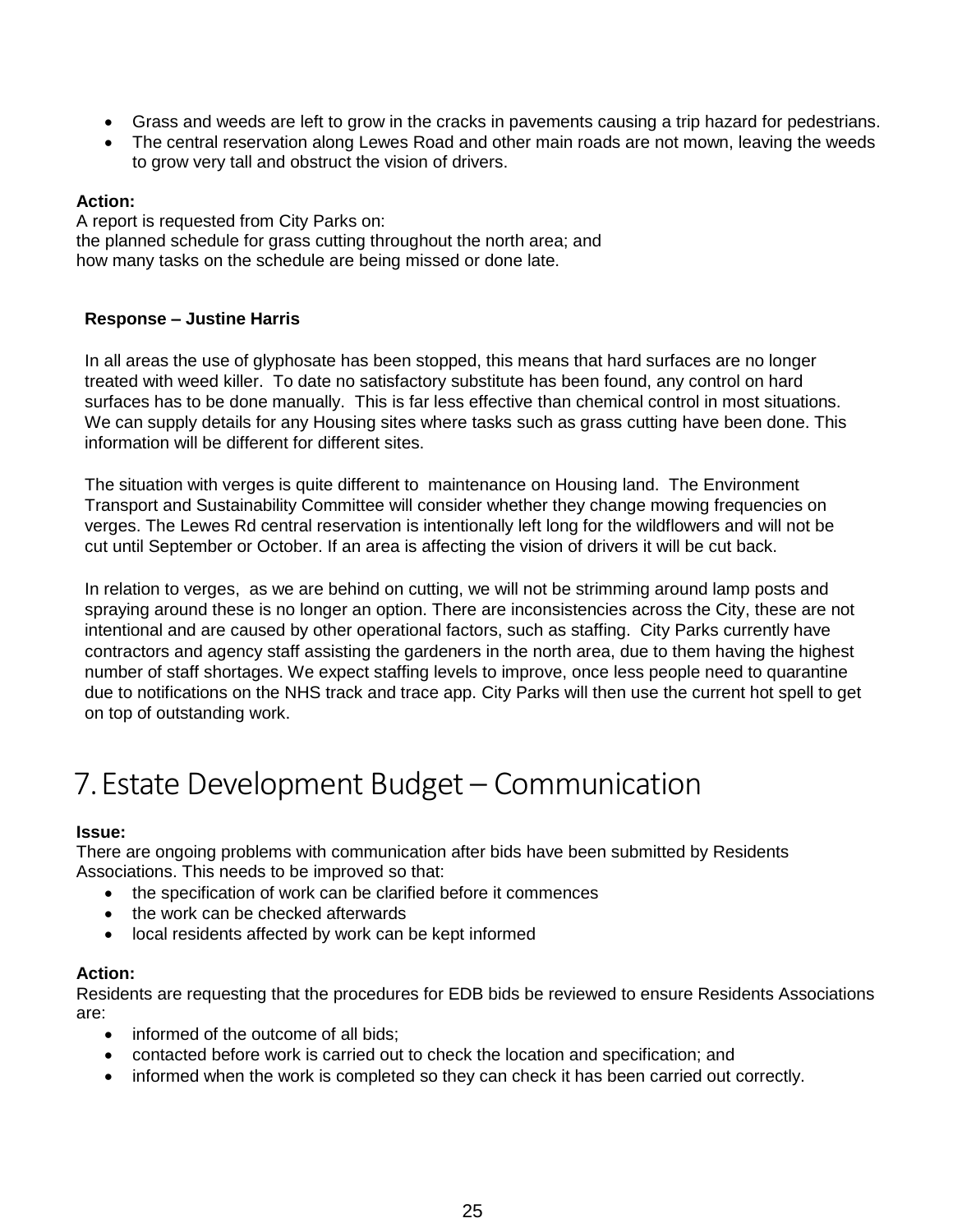- Grass and weeds are left to grow in the cracks in pavements causing a trip hazard for pedestrians.
- The central reservation along Lewes Road and other main roads are not mown, leaving the weeds to grow very tall and obstruct the vision of drivers.

**Action:**
A report is requested from City Parks on:
the planned schedule for grass cutting throughout the north area; and
how many tasks on the schedule are being missed or done late.

**Response – Justine Harris**

In all areas the use of glyphosate has been stopped, this means that hard surfaces are no longer treated with weed killer. To date no satisfactory substitute has been found, any control on hard surfaces has to be done manually. This is far less effective than chemical control in most situations. We can supply details for any Housing sites where tasks such as grass cutting have been done. This information will be different for different sites.

The situation with verges is quite different to maintenance on Housing land. The Environment Transport and Sustainability Committee will consider whether they change mowing frequencies on verges. The Lewes Rd central reservation is intentionally left long for the wildflowers and will not be cut until September or October. If an area is affecting the vision of drivers it will be cut back.

In relation to verges, as we are behind on cutting, we will not be strimming around lamp posts and spraying around these is no longer an option. There are inconsistencies across the City, these are not intentional and are caused by other operational factors, such as staffing. City Parks currently have contractors and agency staff assisting the gardeners in the north area, due to them having the highest number of staff shortages. We expect staffing levels to improve, once less people need to quarantine due to notifications on the NHS track and trace app. City Parks will then use the current hot spell to get on top of outstanding work.

# 7. Estate Development Budget – Communication

**Issue:**
There are ongoing problems with communication after bids have been submitted by Residents Associations. This needs to be improved so that:

- the specification of work can be clarified before it commences
- the work can be checked afterwards
- local residents affected by work can be kept informed

**Action:**
Residents are requesting that the procedures for EDB bids be reviewed to ensure Residents Associations are:

- informed of the outcome of all bids;
- contacted before work is carried out to check the location and specification; and
- informed when the work is completed so they can check it has been carried out correctly.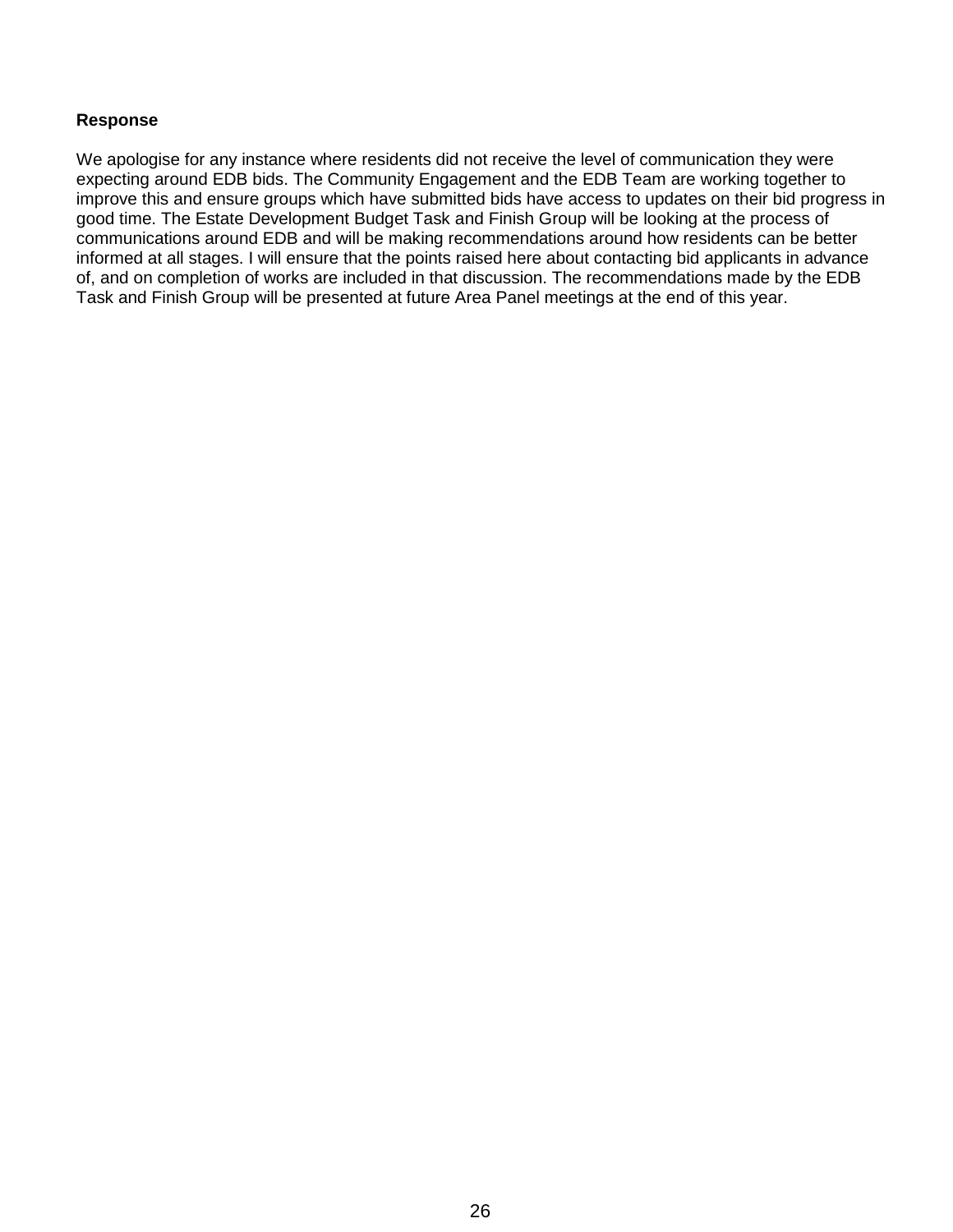**Response**

We apologise for any instance where residents did not receive the level of communication they were expecting around EDB bids. The Community Engagement and the EDB Team are working together to improve this and ensure groups which have submitted bids have access to updates on their bid progress in good time. The Estate Development Budget Task and Finish Group will be looking at the process of communications around EDB and will be making recommendations around how residents can be better informed at all stages. I will ensure that the points raised here about contacting bid applicants in advance of, and on completion of works are included in that discussion. The recommendations made by the EDB Task and Finish Group will be presented at future Area Panel meetings at the end of this year.